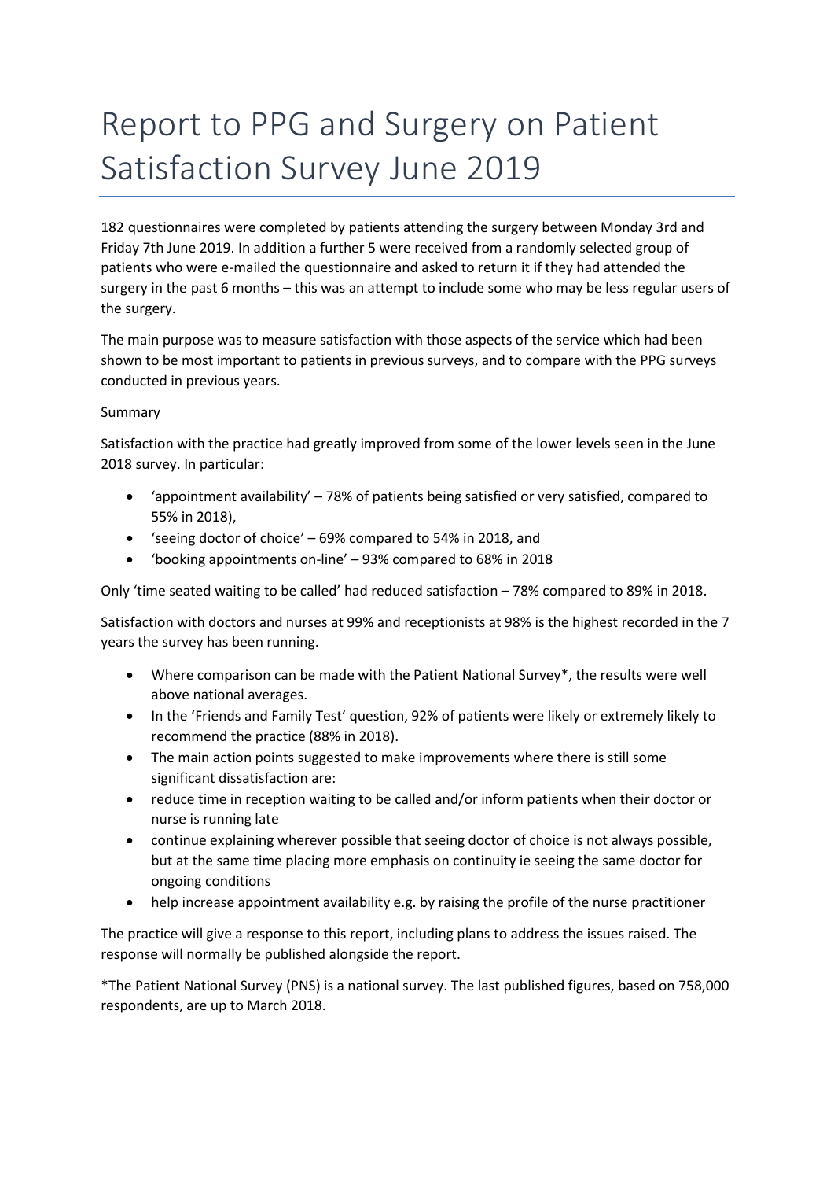# Report to PPG and Surgery on Patient Satisfaction Survey June 2019

182 questionnaires were completed by patients attending the surgery between Monday 3rd and Friday 7th June 2019. In addition a further 5 were received from a randomly selected group of patients who were e-mailed the questionnaire and asked to return it if they had attended the surgery in the past 6 months – this was an attempt to include some who may be less regular users of the surgery.

The main purpose was to measure satisfaction with those aspects of the service which had been shown to be most important to patients in previous surveys, and to compare with the PPG surveys conducted in previous years.

Summary

Satisfaction with the practice had greatly improved from some of the lower levels seen in the June 2018 survey. In particular:

- 'appointment availability' – 78% of patients being satisfied or very satisfied, compared to 55% in 2018),
- 'seeing doctor of choice' – 69% compared to 54% in 2018, and
- 'booking appointments on-line' – 93% compared to 68% in 2018

Only 'time seated waiting to be called' had reduced satisfaction – 78% compared to 89% in 2018.

Satisfaction with doctors and nurses at 99% and receptionists at 98% is the highest recorded in the 7 years the survey has been running.

- Where comparison can be made with the Patient National Survey*, the results were well above national averages.
- In the 'Friends and Family Test' question, 92% of patients were likely or extremely likely to recommend the practice (88% in 2018).
- The main action points suggested to make improvements where there is still some significant dissatisfaction are:
- reduce time in reception waiting to be called and/or inform patients when their doctor or nurse is running late
- continue explaining wherever possible that seeing doctor of choice is not always possible, but at the same time placing more emphasis on continuity ie seeing the same doctor for ongoing conditions
- help increase appointment availability e.g. by raising the profile of the nurse practitioner

The practice will give a response to this report, including plans to address the issues raised. The response will normally be published alongside the report.

*The Patient National Survey (PNS) is a national survey. The last published figures, based on 758,000 respondents, are up to March 2018.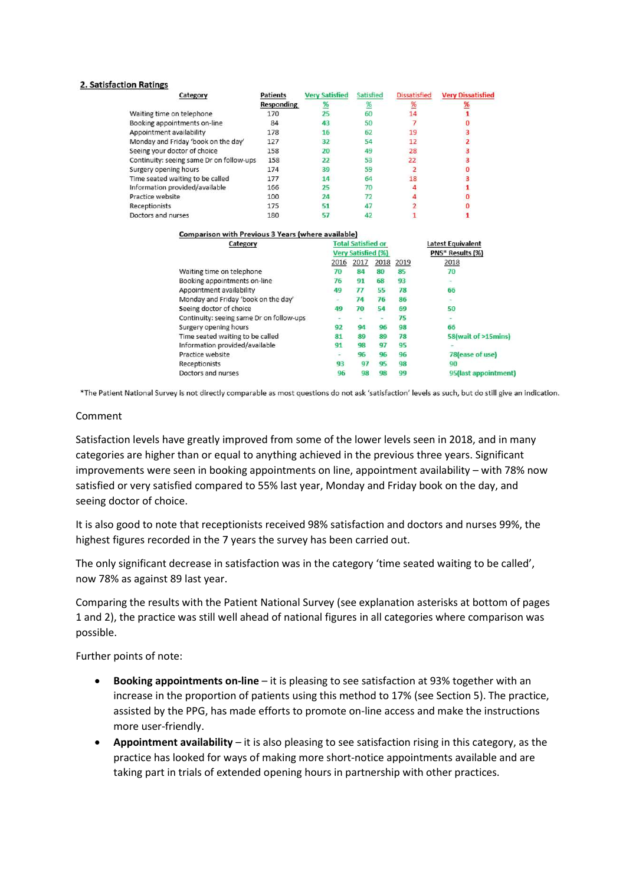## 2. Satisfaction Ratings

| Category | Patients Responding | Very Satisfied % | Satisfied % | Dissatisfied % | Very Dissatisfied % |
|---|---|---|---|---|---|
| Waiting time on telephone | 170 | 25 | 60 | 14 | 1 |
| Booking appointments on-line | 84 | 43 | 50 | 7 | 0 |
| Appointment availability | 178 | 16 | 62 | 19 | 3 |
| Monday and Friday 'book on the day' | 127 | 32 | 54 | 12 | 2 |
| Seeing your doctor of choice | 158 | 20 | 49 | 28 | 3 |
| Continuity: seeing same Dr on follow-ups | 158 | 22 | 53 | 22 | 3 |
| Surgery opening hours | 174 | 39 | 59 | 2 | 0 |
| Time seated waiting to be called | 177 | 14 | 64 | 18 | 3 |
| Information provided/available | 166 | 25 | 70 | 4 | 1 |
| Practice website | 100 | 24 | 72 | 4 | 0 |
| Receptionists | 175 | 51 | 47 | 2 | 0 |
| Doctors and nurses | 180 | 57 | 42 | 1 | 1 |

**Comparison with Previous 3 Years (where available)**

| Category | Total Satisfied or Very Satisfied (%) | | | | Latest Equivalent PNS* Results (%) |
|---|---|---|---|---|---|
| | 2016 | 2017 | 2018 | 2019 | 2018 |
| Waiting time on telephone | 70 | 84 | 80 | 85 | 70 |
| Booking appointments on-line | 76 | 91 | 68 | 93 | - |
| Appointment availability | 49 | 77 | 55 | 78 | 66 |
| Monday and Friday 'book on the day' | - | 74 | 76 | 86 | - |
| Seeing doctor of choice | 49 | 70 | 54 | 69 | 50 |
| Continuity: seeing same Dr on follow-ups | - | - | - | 75 | - |
| Surgery opening hours | 92 | 94 | 96 | 98 | 66 |
| Time seated waiting to be called | 81 | 89 | 89 | 78 | 58(wait of >15mins) |
| Information provided/available | 91 | 98 | 97 | 95 | - |
| Practice website | - | 96 | 96 | 96 | 78(ease of use) |
| Receptionists | 93 | 97 | 95 | 98 | 90 |
| Doctors and nurses | 96 | 98 | 98 | 99 | 95(last appointment) |

*The Patient National Survey is not directly comparable as most questions do not ask 'satisfaction' levels as such, but do still give an indication.

Comment

Satisfaction levels have greatly improved from some of the lower levels seen in 2018, and in many categories are higher than or equal to anything achieved in the previous three years. Significant improvements were seen in booking appointments on line, appointment availability – with 78% now satisfied or very satisfied compared to 55% last year, Monday and Friday book on the day, and seeing doctor of choice.

It is also good to note that receptionists received 98% satisfaction and doctors and nurses 99%, the highest figures recorded in the 7 years the survey has been carried out.

The only significant decrease in satisfaction was in the category 'time seated waiting to be called', now 78% as against 89 last year.

Comparing the results with the Patient National Survey (see explanation asterisks at bottom of pages 1 and 2), the practice was still well ahead of national figures in all categories where comparison was possible.

Further points of note:

- **Booking appointments on-line** – it is pleasing to see satisfaction at 93% together with an increase in the proportion of patients using this method to 17% (see Section 5). The practice, assisted by the PPG, has made efforts to promote on-line access and make the instructions more user-friendly.
- **Appointment availability** – it is also pleasing to see satisfaction rising in this category, as the practice has looked for ways of making more short-notice appointments available and are taking part in trials of extended opening hours in partnership with other practices.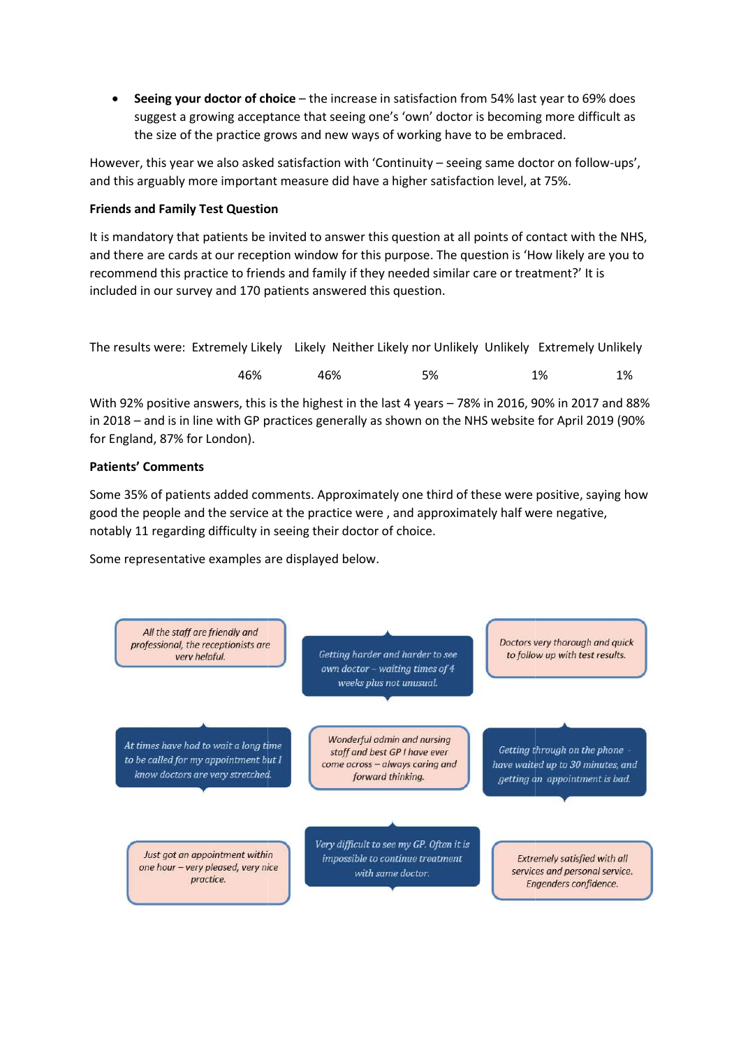- **Seeing your doctor of choice** – the increase in satisfaction from 54% last year to 69% does suggest a growing acceptance that seeing one's 'own' doctor is becoming more difficult as the size of the practice grows and new ways of working have to be embraced.

However, this year we also asked satisfaction with 'Continuity – seeing same doctor on follow-ups', and this arguably more important measure did have a higher satisfaction level, at 75%.

**Friends and Family Test Question**

It is mandatory that patients be invited to answer this question at all points of contact with the NHS, and there are cards at our reception window for this purpose. The question is 'How likely are you to recommend this practice to friends and family if they needed similar care or treatment?' It is included in our survey and 170 patients answered this question.

| The results were: | Extremely Likely | Likely | Neither Likely nor Unlikely | Unlikely | Extremely Unlikely |
|---|---|---|---|---|---|
| | 46% | 46% | 5% | 1% | 1% |

With 92% positive answers, this is the highest in the last 4 years – 78% in 2016, 90% in 2017 and 88% in 2018 – and is in line with GP practices generally as shown on the NHS website for April 2019 (90% for England, 87% for London).

**Patients' Comments**

Some 35% of patients added comments. Approximately one third of these were positive, saying how good the people and the service at the practice were , and approximately half were negative, notably 11 regarding difficulty in seeing their doctor of choice.

Some representative examples are displayed below.

*All the staff are friendly and professional, the receptionists are very helpful.*

*Getting harder and harder to see own doctor – waiting times of 4 weeks plus not unusual.*

*Doctors very thorough and quick to follow up with test results.*

*At times have had to wait a long time to be called for my appointment but I know doctors are very stretched.*

*Wonderful admin and nursing staff and best GP I have ever come across – always caring and forward thinking.*

*Getting through on the phone - have waited up to 30 minutes, and getting an appointment is bad.*

*Just got an appointment within one hour – very pleased, very nice practice.*

*Very difficult to see my GP. Often it is impossible to continue treatment with same doctor.*

*Extremely satisfied with all services and personal service. Engenders confidence.*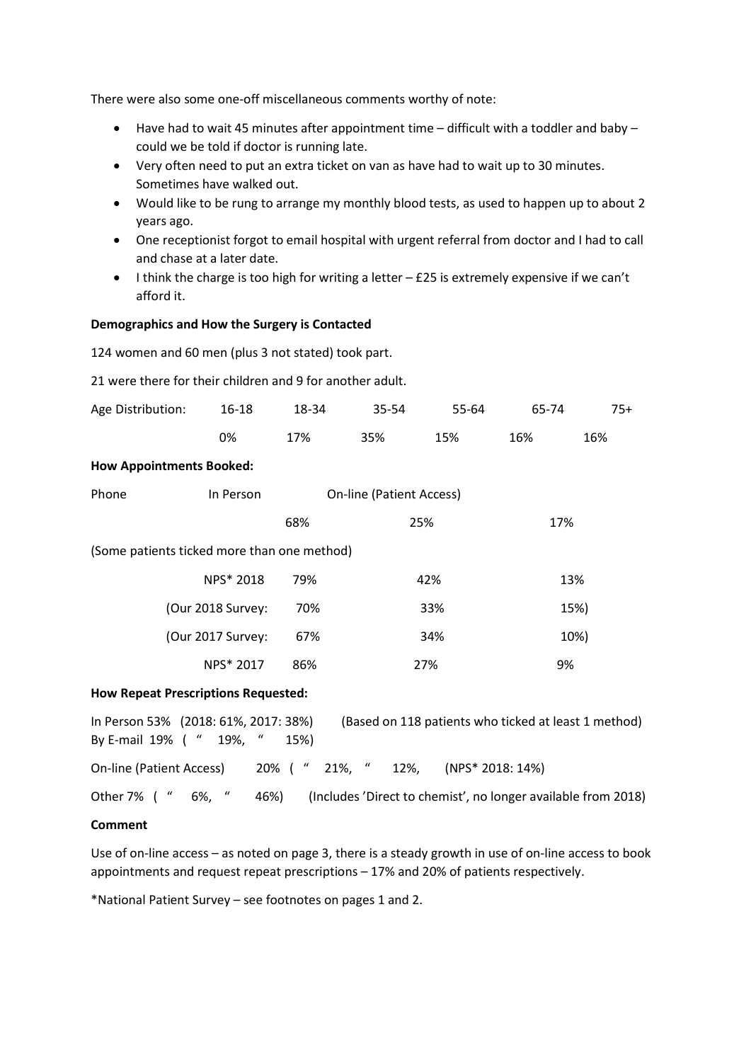There were also some one-off miscellaneous comments worthy of note:

- Have had to wait 45 minutes after appointment time – difficult with a toddler and baby – could we be told if doctor is running late.
- Very often need to put an extra ticket on van as have had to wait up to 30 minutes. Sometimes have walked out.
- Would like to be rung to arrange my monthly blood tests, as used to happen up to about 2 years ago.
- One receptionist forgot to email hospital with urgent referral from doctor and I had to call and chase at a later date.
- I think the charge is too high for writing a letter – £25 is extremely expensive if we can't afford it.

**Demographics and How the Surgery is Contacted**

124 women and 60 men (plus 3 not stated) took part.

21 were there for their children and 9 for another adult.

| Age Distribution: | 16-18 | 18-34 | 35-54 | 55-64 | 65-74 | 75+ |
|---|---|---|---|---|---|---|
| | 0% | 17% | 35% | 15% | 16% | 16% |

**How Appointments Booked:**

| | Phone | In Person | On-line (Patient Access) |
|---|---|---|---|
| | 68% | 25% | 17% |

(Some patients ticked more than one method)

| | Phone | In Person | On-line (Patient Access) |
|---|---|---|---|
| NPS* 2018 | 79% | 42% | 13% |
| (Our 2018 Survey: | 70% | 33% | 15%) |
| (Our 2017 Survey: | 67% | 34% | 10%) |
| NPS* 2017 | 86% | 27% | 9% |

**How Repeat Prescriptions Requested:**

In Person 53% (2018: 61%, 2017: 38%) (Based on 118 patients who ticked at least 1 method)
By E-mail 19% ( " 19%, " 15%)

On-line (Patient Access) 20% ( " 21%, " 12%, (NPS* 2018: 14%)

Other 7% ( " 6%, " 46%) (Includes 'Direct to chemist', no longer available from 2018)

**Comment**

Use of on-line access – as noted on page 3, there is a steady growth in use of on-line access to book appointments and request repeat prescriptions – 17% and 20% of patients respectively.

*National Patient Survey – see footnotes on pages 1 and 2.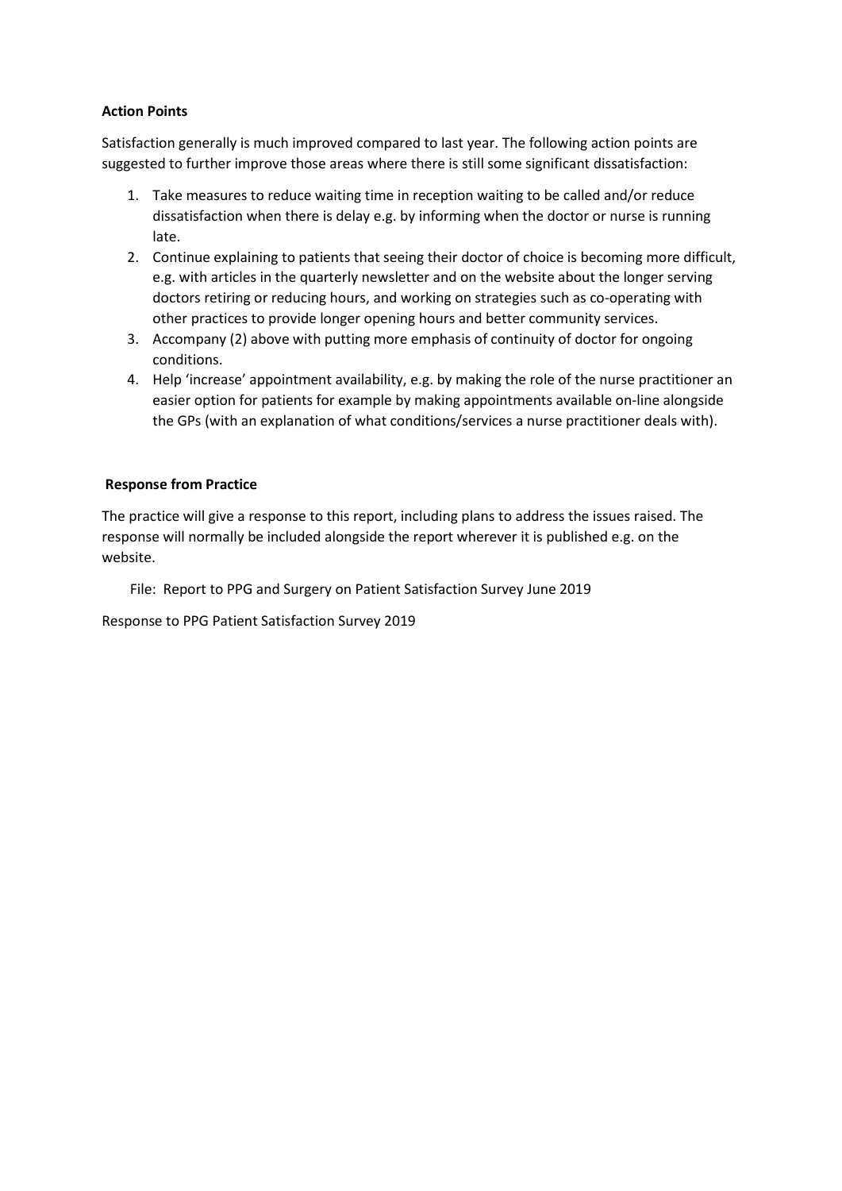**Action Points**

Satisfaction generally is much improved compared to last year. The following action points are suggested to further improve those areas where there is still some significant dissatisfaction:

1. Take measures to reduce waiting time in reception waiting to be called and/or reduce dissatisfaction when there is delay e.g. by informing when the doctor or nurse is running late.
2. Continue explaining to patients that seeing their doctor of choice is becoming more difficult, e.g. with articles in the quarterly newsletter and on the website about the longer serving doctors retiring or reducing hours, and working on strategies such as co-operating with other practices to provide longer opening hours and better community services.
3. Accompany (2) above with putting more emphasis of continuity of doctor for ongoing conditions.
4. Help 'increase' appointment availability, e.g. by making the role of the nurse practitioner an easier option for patients for example by making appointments available on-line alongside the GPs (with an explanation of what conditions/services a nurse practitioner deals with).

**Response from Practice**

The practice will give a response to this report, including plans to address the issues raised. The response will normally be included alongside the report wherever it is published e.g. on the website.

File: Report to PPG and Surgery on Patient Satisfaction Survey June 2019

Response to PPG Patient Satisfaction Survey 2019